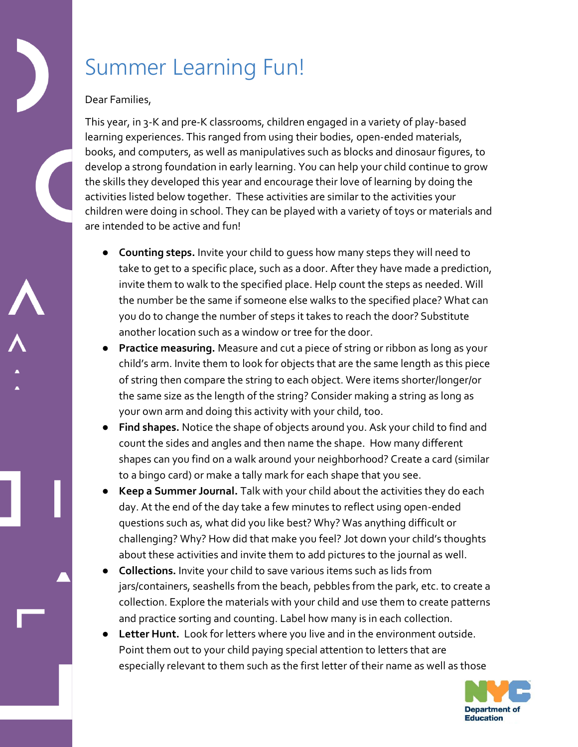# Summer Learning Fun!

Dear Families,

This year, in 3-K and pre-K classrooms, children engaged in a variety of play-based learning experiences. This ranged from using their bodies, open-ended materials, books, and computers, as well as manipulatives such as blocks and dinosaur figures, to develop a strong foundation in early learning. You can help your child continue to grow the skills they developed this year and encourage their love of learning by doing the activities listed below together. These activities are similar to the activities your children were doing in school. They can be played with a variety of toys or materials and are intended to be active and fun!

- **Counting steps.** Invite your child to guess how many steps they will need to take to get to a specific place, such as a door. After they have made a prediction, invite them to walk to the specified place. Help count the steps as needed. Will the number be the same if someone else walks to the specified place? What can you do to change the number of steps it takes to reach the door? Substitute another location such as a window or tree for the door.
- **Practice measuring.** Measure and cut a piece of string or ribbon as long as your child's arm. Invite them to look for objects that are the same length as this piece of string then compare the string to each object. Were items shorter/longer/or the same size as the length of the string? Consider making a string as long as your own arm and doing this activity with your child, too.
- **Find shapes.** Notice the shape of objects around you. Ask your child to find and count the sides and angles and then name the shape. How many different shapes can you find on a walk around your neighborhood? Create a card (similar to a bingo card) or make a tally mark for each shape that you see.
- **Keep a Summer Journal.** Talk with your child about the activities they do each day. At the end of the day take a few minutes to reflect using open-ended questions such as, what did you like best? Why? Was anything difficult or challenging? Why? How did that make you feel? Jot down your child's thoughts about these activities and invite them to add pictures to the journal as well.
- **Collections.** Invite your child to save various items such as lids from jars/containers, seashells from the beach, pebbles from the park, etc. to create a collection. Explore the materials with your child and use them to create patterns and practice sorting and counting. Label how many is in each collection.
- **Letter Hunt.** Look for letters where you live and in the environment outside. Point them out to your child paying special attention to letters that are especially relevant to them such as the first letter of their name as well as those

NYC Department of Education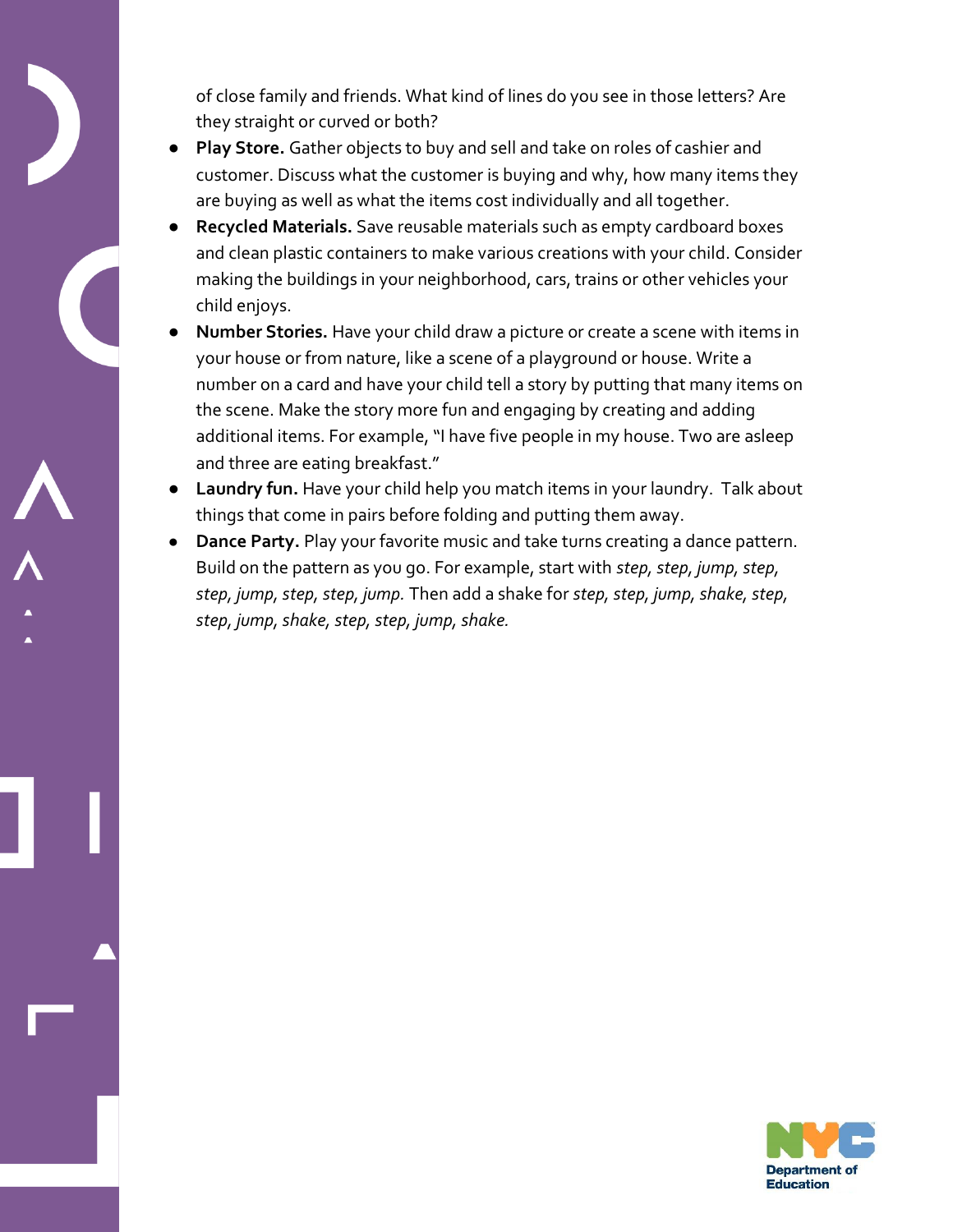of close family and friends. What kind of lines do you see in those letters? Are they straight or curved or both?

- **Play Store.** Gather objects to buy and sell and take on roles of cashier and customer. Discuss what the customer is buying and why, how many items they are buying as well as what the items cost individually and all together.
- **Recycled Materials.** Save reusable materials such as empty cardboard boxes and clean plastic containers to make various creations with your child. Consider making the buildings in your neighborhood, cars, trains or other vehicles your child enjoys.
- **Number Stories.** Have your child draw a picture or create a scene with items in your house or from nature, like a scene of a playground or house. Write a number on a card and have your child tell a story by putting that many items on the scene. Make the story more fun and engaging by creating and adding additional items. For example, "I have five people in my house. Two are asleep and three are eating breakfast."
- **Laundry fun.** Have your child help you match items in your laundry. Talk about things that come in pairs before folding and putting them away.
- **Dance Party.** Play your favorite music and take turns creating a dance pattern. Build on the pattern as you go. For example, start with *step, step, jump, step, step, jump, step, step, jump.* Then add a shake for *step, step, jump, shake, step, step, jump, shake, step, step, jump, shake.*